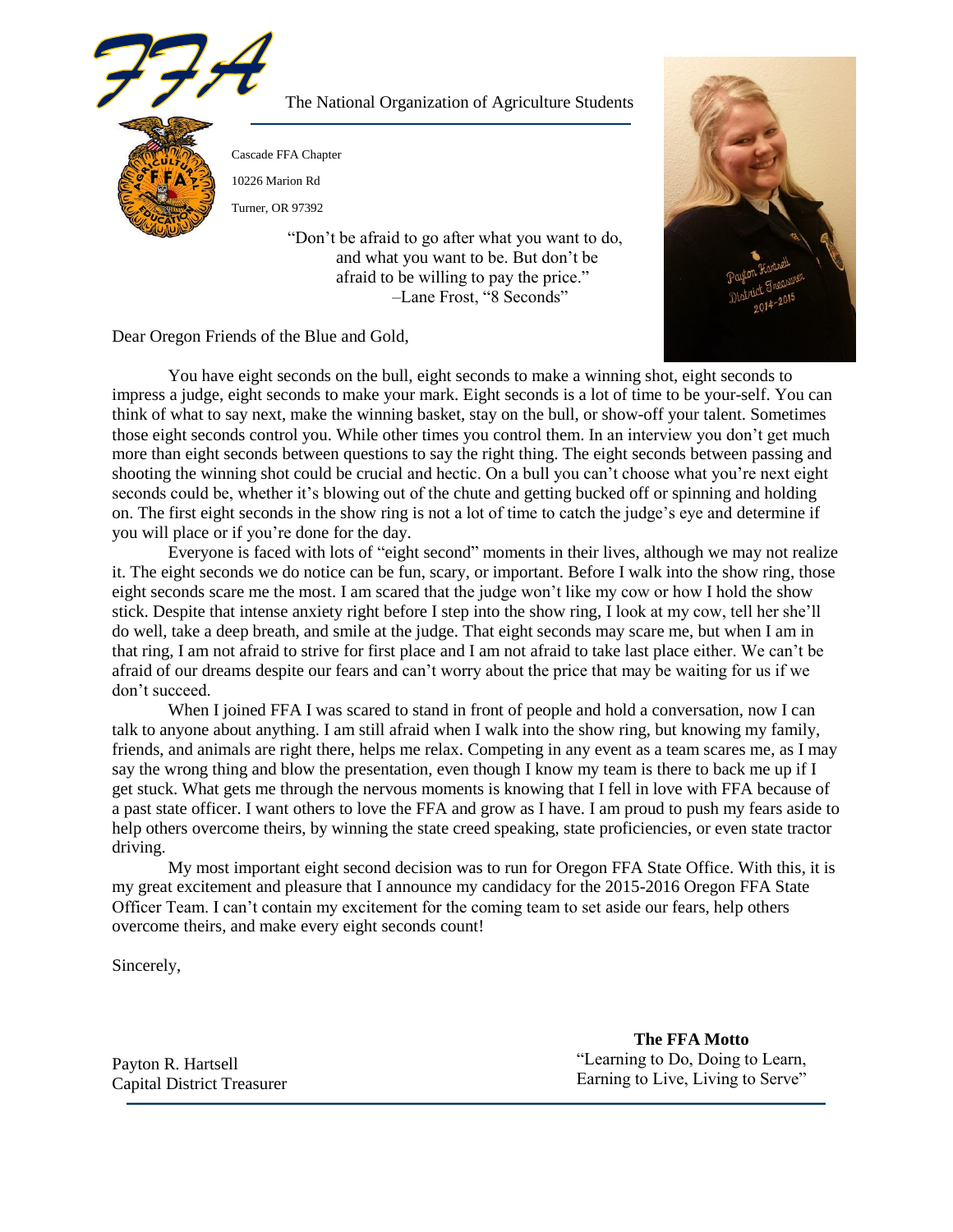The National Organization of Agriculture Students

Cascade FFA Chapter

10226 Marion Rd

Turner, OR 97392

"Don't be afraid to go after what you want to do, and what you want to be. But don't be afraid to be willing to pay the price."
–Lane Frost, "8 Seconds"

Dear Oregon Friends of the Blue and Gold,

You have eight seconds on the bull, eight seconds to make a winning shot, eight seconds to impress a judge, eight seconds to make your mark. Eight seconds is a lot of time to be your-self. You can think of what to say next, make the winning basket, stay on the bull, or show-off your talent. Sometimes those eight seconds control you. While other times you control them. In an interview you don't get much more than eight seconds between questions to say the right thing. The eight seconds between passing and shooting the winning shot could be crucial and hectic. On a bull you can't choose what you're next eight seconds could be, whether it's blowing out of the chute and getting bucked off or spinning and holding on. The first eight seconds in the show ring is not a lot of time to catch the judge's eye and determine if you will place or if you're done for the day.

Everyone is faced with lots of "eight second" moments in their lives, although we may not realize it. The eight seconds we do notice can be fun, scary, or important. Before I walk into the show ring, those eight seconds scare me the most. I am scared that the judge won't like my cow or how I hold the show stick. Despite that intense anxiety right before I step into the show ring, I look at my cow, tell her she'll do well, take a deep breath, and smile at the judge. That eight seconds may scare me, but when I am in that ring, I am not afraid to strive for first place and I am not afraid to take last place either. We can't be afraid of our dreams despite our fears and can't worry about the price that may be waiting for us if we don't succeed.

When I joined FFA I was scared to stand in front of people and hold a conversation, now I can talk to anyone about anything. I am still afraid when I walk into the show ring, but knowing my family, friends, and animals are right there, helps me relax. Competing in any event as a team scares me, as I may say the wrong thing and blow the presentation, even though I know my team is there to back me up if I get stuck. What gets me through the nervous moments is knowing that I fell in love with FFA because of a past state officer. I want others to love the FFA and grow as I have. I am proud to push my fears aside to help others overcome theirs, by winning the state creed speaking, state proficiencies, or even state tractor driving.

My most important eight second decision was to run for Oregon FFA State Office. With this, it is my great excitement and pleasure that I announce my candidacy for the 2015-2016 Oregon FFA State Officer Team. I can't contain my excitement for the coming team to set aside our fears, help others overcome theirs, and make every eight seconds count!

Sincerely,

Payton R. Hartsell
Capital District Treasurer

**The FFA Motto**
"Learning to Do, Doing to Learn,
Earning to Live, Living to Serve"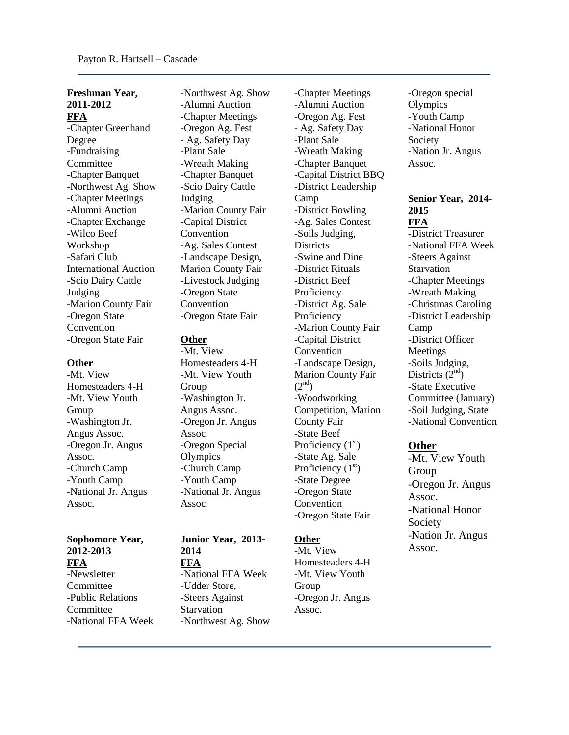**Freshman Year, 2011-2012**

**FFA**

- Chapter Greenhand Degree
- Fundraising Committee
- Chapter Banquet
- Northwest Ag. Show
- Chapter Meetings
- Alumni Auction
- Chapter Exchange
- Wilco Beef Workshop
- Safari Club International Auction
- Scio Dairy Cattle Judging
- Marion County Fair
- Oregon State Convention
- Oregon State Fair

**Other**

- Mt. View Homesteaders 4-H
- Mt. View Youth Group
- Washington Jr. Angus Assoc.
- Oregon Jr. Angus Assoc.
- Church Camp
- Youth Camp
- National Jr. Angus Assoc.

**Sophomore Year, 2012-2013**

**FFA**

- Newsletter Committee
- Public Relations Committee
- National FFA Week
- Northwest Ag. Show
- Alumni Auction
- Chapter Meetings
- Oregon Ag. Fest
- Ag. Safety Day
- Plant Sale
- Wreath Making
- Chapter Banquet
- Scio Dairy Cattle Judging
- Marion County Fair
- Capital District Convention
- Ag. Sales Contest
- Landscape Design, Marion County Fair
- Livestock Judging
- Oregon State Convention
- Oregon State Fair

**Other**

- Mt. View Homesteaders 4-H
- Mt. View Youth Group
- Washington Jr. Angus Assoc.
- Oregon Jr. Angus Assoc.
- Oregon Special Olympics
- Church Camp
- Youth Camp
- National Jr. Angus Assoc.

**Junior Year, 2013-2014**

**FFA**

- National FFA Week
- Udder Store,
- Steers Against Starvation
- Northwest Ag. Show
- Chapter Meetings
- Alumni Auction
- Oregon Ag. Fest
- Ag. Safety Day
- Plant Sale
- Wreath Making
- Chapter Banquet
- Capital District BBQ
- District Leadership Camp
- District Bowling
- Ag. Sales Contest
- Soils Judging, Districts
- Swine and Dine
- District Rituals
- District Beef Proficiency
- District Ag. Sale Proficiency
- Marion County Fair
- Capital District Convention
- Landscape Design, Marion County Fair (2nd)
- Woodworking Competition, Marion County Fair
- State Beef Proficiency (1st)
- State Ag. Sale Proficiency (1st)
- State Degree
- Oregon State Convention
- Oregon State Fair

**Other**

- Mt. View Homesteaders 4-H
- Mt. View Youth Group
- Oregon Jr. Angus Assoc.
- Oregon special Olympics
- Youth Camp
- National Honor Society
- Nation Jr. Angus Assoc.

**Senior Year, 2014-2015**

**FFA**

- District Treasurer
- National FFA Week
- Steers Against Starvation
- Chapter Meetings
- Wreath Making
- Christmas Caroling
- District Leadership Camp
- District Officer Meetings
- Soils Judging, Districts (2nd)
- State Executive Committee (January)
- Soil Judging, State
- National Convention

**Other**

- Mt. View Youth Group
- Oregon Jr. Angus Assoc.
- National Honor Society
- Nation Jr. Angus Assoc.